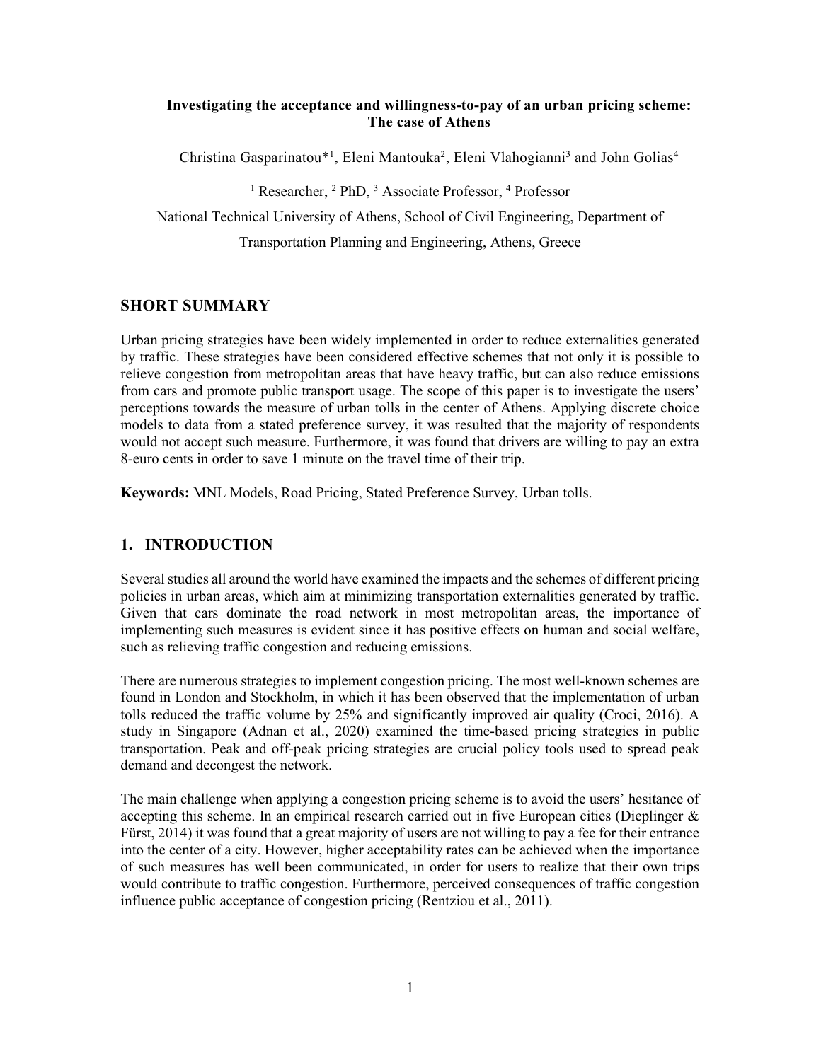**Investigating the acceptance and willingness-to-pay of an urban pricing scheme: The case of Athens**

Christina Gasparinatou*[1], Eleni Mantouka[2], Eleni Vlahogianni[3] and John Golias[4]

[1] Researcher, [2] PhD, [3] Associate Professor, [4] Professor

National Technical University of Athens, School of Civil Engineering, Department of Transportation Planning and Engineering, Athens, Greece

## SHORT SUMMARY

Urban pricing strategies have been widely implemented in order to reduce externalities generated by traffic. These strategies have been considered effective schemes that not only it is possible to relieve congestion from metropolitan areas that have heavy traffic, but can also reduce emissions from cars and promote public transport usage. The scope of this paper is to investigate the users' perceptions towards the measure of urban tolls in the center of Athens. Applying discrete choice models to data from a stated preference survey, it was resulted that the majority of respondents would not accept such measure. Furthermore, it was found that drivers are willing to pay an extra 8-euro cents in order to save 1 minute on the travel time of their trip.

**Keywords:** MNL Models, Road Pricing, Stated Preference Survey, Urban tolls.

## 1. INTRODUCTION

Several studies all around the world have examined the impacts and the schemes of different pricing policies in urban areas, which aim at minimizing transportation externalities generated by traffic. Given that cars dominate the road network in most metropolitan areas, the importance of implementing such measures is evident since it has positive effects on human and social welfare, such as relieving traffic congestion and reducing emissions.

There are numerous strategies to implement congestion pricing. The most well-known schemes are found in London and Stockholm, in which it has been observed that the implementation of urban tolls reduced the traffic volume by 25% and significantly improved air quality (Croci, 2016). A study in Singapore (Adnan et al., 2020) examined the time-based pricing strategies in public transportation. Peak and off-peak pricing strategies are crucial policy tools used to spread peak demand and decongest the network.

The main challenge when applying a congestion pricing scheme is to avoid the users' hesitance of accepting this scheme. In an empirical research carried out in five European cities (Dieplinger & Fürst, 2014) it was found that a great majority of users are not willing to pay a fee for their entrance into the center of a city. However, higher acceptability rates can be achieved when the importance of such measures has well been communicated, in order for users to realize that their own trips would contribute to traffic congestion. Furthermore, perceived consequences of traffic congestion influence public acceptance of congestion pricing (Rentziou et al., 2011).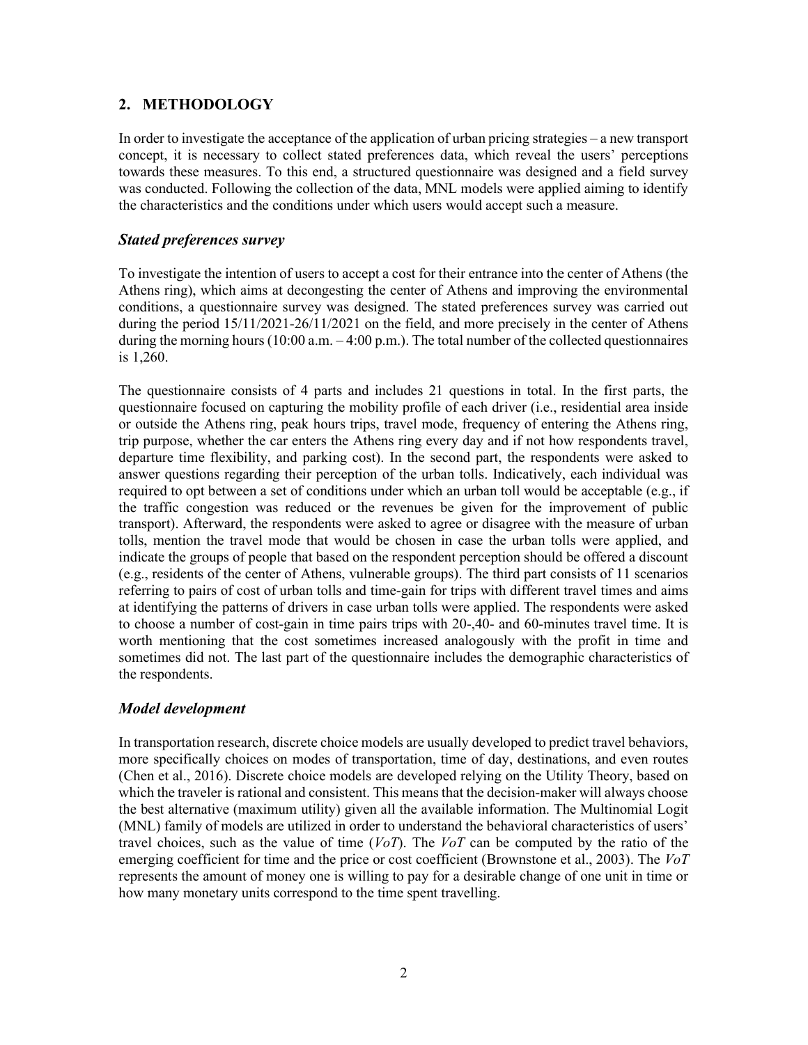## 2. METHODOLOGY

In order to investigate the acceptance of the application of urban pricing strategies – a new transport concept, it is necessary to collect stated preferences data, which reveal the users' perceptions towards these measures. To this end, a structured questionnaire was designed and a field survey was conducted. Following the collection of the data, MNL models were applied aiming to identify the characteristics and the conditions under which users would accept such a measure.

### *Stated preferences survey*

To investigate the intention of users to accept a cost for their entrance into the center of Athens (the Athens ring), which aims at decongesting the center of Athens and improving the environmental conditions, a questionnaire survey was designed. The stated preferences survey was carried out during the period 15/11/2021-26/11/2021 on the field, and more precisely in the center of Athens during the morning hours (10:00 a.m. – 4:00 p.m.). The total number of the collected questionnaires is 1,260.

The questionnaire consists of 4 parts and includes 21 questions in total. In the first parts, the questionnaire focused on capturing the mobility profile of each driver (i.e., residential area inside or outside the Athens ring, peak hours trips, travel mode, frequency of entering the Athens ring, trip purpose, whether the car enters the Athens ring every day and if not how respondents travel, departure time flexibility, and parking cost). In the second part, the respondents were asked to answer questions regarding their perception of the urban tolls. Indicatively, each individual was required to opt between a set of conditions under which an urban toll would be acceptable (e.g., if the traffic congestion was reduced or the revenues be given for the improvement of public transport). Afterward, the respondents were asked to agree or disagree with the measure of urban tolls, mention the travel mode that would be chosen in case the urban tolls were applied, and indicate the groups of people that based on the respondent perception should be offered a discount (e.g., residents of the center of Athens, vulnerable groups). The third part consists of 11 scenarios referring to pairs of cost of urban tolls and time-gain for trips with different travel times and aims at identifying the patterns of drivers in case urban tolls were applied. The respondents were asked to choose a number of cost-gain in time pairs trips with 20-,40- and 60-minutes travel time. It is worth mentioning that the cost sometimes increased analogously with the profit in time and sometimes did not. The last part of the questionnaire includes the demographic characteristics of the respondents.

### *Model development*

In transportation research, discrete choice models are usually developed to predict travel behaviors, more specifically choices on modes of transportation, time of day, destinations, and even routes (Chen et al., 2016). Discrete choice models are developed relying on the Utility Theory, based on which the traveler is rational and consistent. This means that the decision-maker will always choose the best alternative (maximum utility) given all the available information. The Multinomial Logit (MNL) family of models are utilized in order to understand the behavioral characteristics of users' travel choices, such as the value of time (*VoT*). The *VoT* can be computed by the ratio of the emerging coefficient for time and the price or cost coefficient (Brownstone et al., 2003). The *VoT* represents the amount of money one is willing to pay for a desirable change of one unit in time or how many monetary units correspond to the time spent travelling.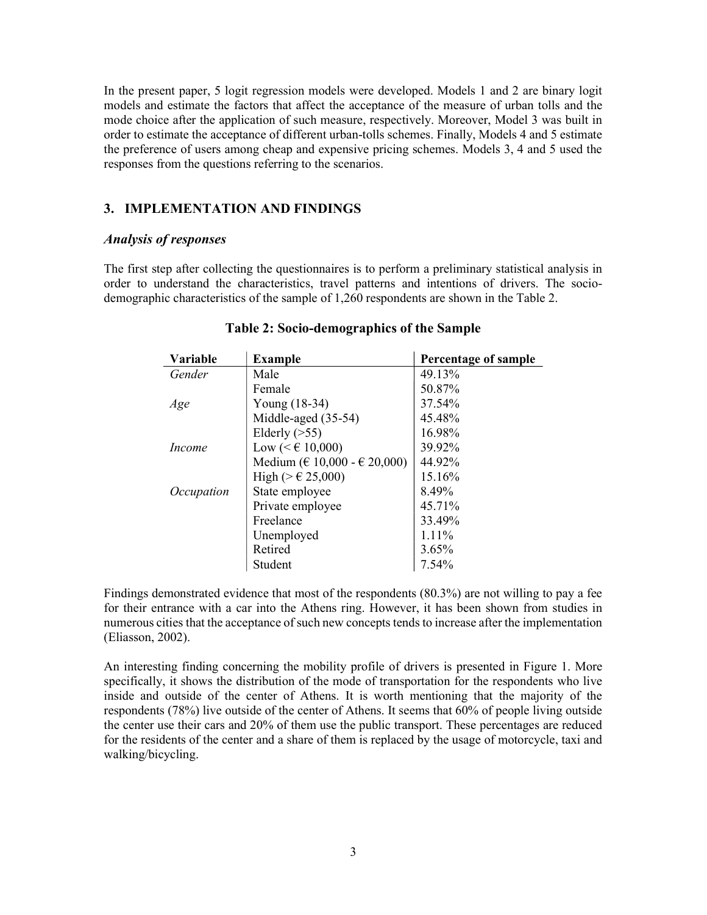In the present paper, 5 logit regression models were developed. Models 1 and 2 are binary logit models and estimate the factors that affect the acceptance of the measure of urban tolls and the mode choice after the application of such measure, respectively. Moreover, Model 3 was built in order to estimate the acceptance of different urban-tolls schemes. Finally, Models 4 and 5 estimate the preference of users among cheap and expensive pricing schemes. Models 3, 4 and 5 used the responses from the questions referring to the scenarios.

## 3. IMPLEMENTATION AND FINDINGS

### *Analysis of responses*

The first step after collecting the questionnaires is to perform a preliminary statistical analysis in order to understand the characteristics, travel patterns and intentions of drivers. The socio-demographic characteristics of the sample of 1,260 respondents are shown in the Table 2.

**Table 2: Socio-demographics of the Sample**

| Variable | Example | Percentage of sample |
|---|---|---|
| *Gender* | Male | 49.13% |
| | Female | 50.87% |
| *Age* | Young (18-34) | 37.54% |
| | Middle-aged (35-54) | 45.48% |
| | Elderly (>55) | 16.98% |
| *Income* | Low (< € 10,000) | 39.92% |
| | Medium (€ 10,000 - € 20,000) | 44.92% |
| | High (> € 25,000) | 15.16% |
| *Occupation* | State employee | 8.49% |
| | Private employee | 45.71% |
| | Freelance | 33.49% |
| | Unemployed | 1.11% |
| | Retired | 3.65% |
| | Student | 7.54% |

Findings demonstrated evidence that most of the respondents (80.3%) are not willing to pay a fee for their entrance with a car into the Athens ring. However, it has been shown from studies in numerous cities that the acceptance of such new concepts tends to increase after the implementation (Eliasson, 2002).

An interesting finding concerning the mobility profile of drivers is presented in Figure 1. More specifically, it shows the distribution of the mode of transportation for the respondents who live inside and outside of the center of Athens. It is worth mentioning that the majority of the respondents (78%) live outside of the center of Athens. It seems that 60% of people living outside the center use their cars and 20% of them use the public transport. These percentages are reduced for the residents of the center and a share of them is replaced by the usage of motorcycle, taxi and walking/bicycling.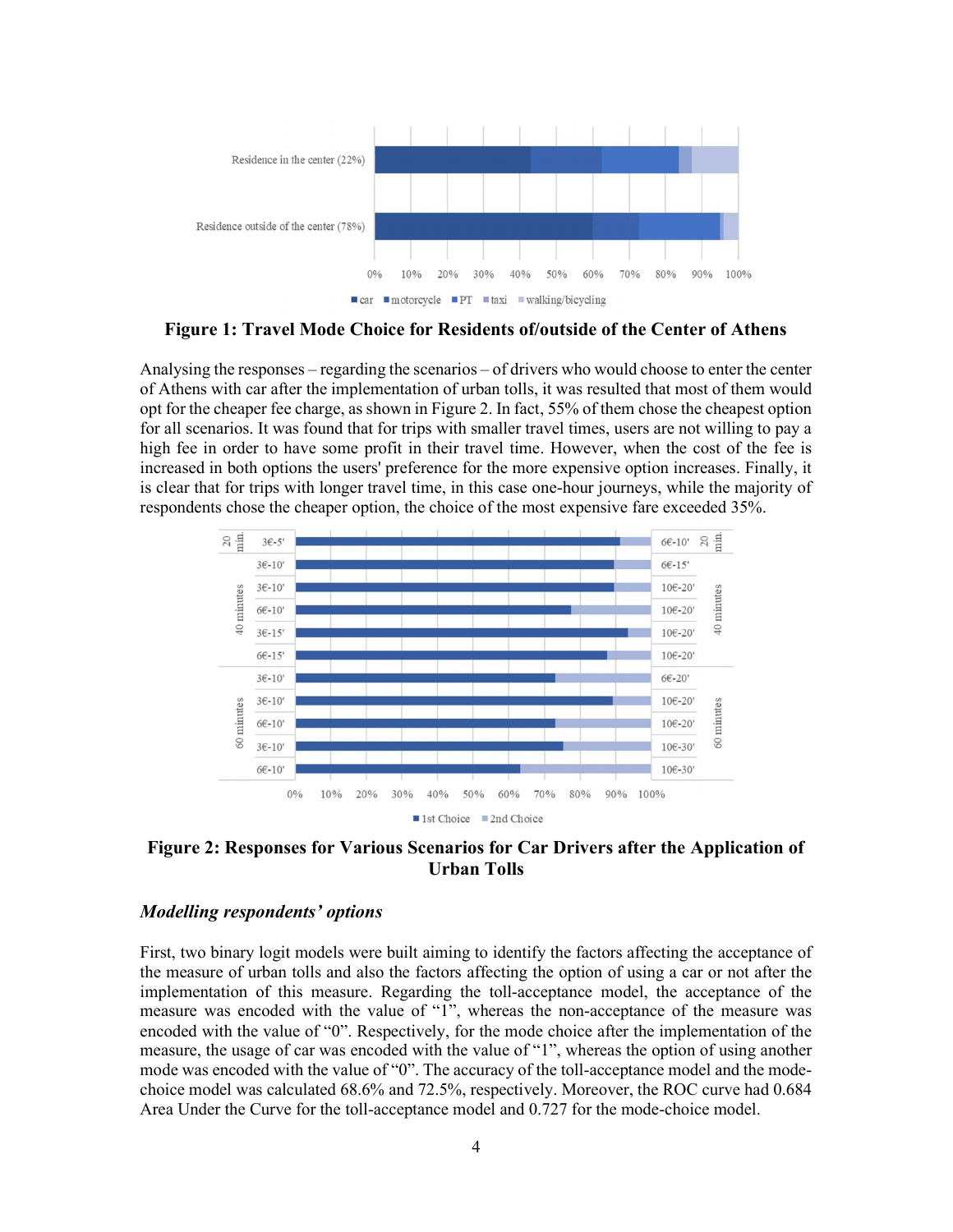**Figure 1: Travel Mode Choice for Residents of/outside of the Center of Athens**

Analysing the responses – regarding the scenarios – of drivers who would choose to enter the center of Athens with car after the implementation of urban tolls, it was resulted that most of them would opt for the cheaper fee charge, as shown in Figure 2. In fact, 55% of them chose the cheapest option for all scenarios. It was found that for trips with smaller travel times, users are not willing to pay a high fee in order to have some profit in their travel time. However, when the cost of the fee is increased in both options the users' preference for the more expensive option increases. Finally, it is clear that for trips with longer travel time, in this case one-hour journeys, while the majority of respondents chose the cheaper option, the choice of the most expensive fare exceeded 35%.

**Figure 2: Responses for Various Scenarios for Car Drivers after the Application of Urban Tolls**

### *Modelling respondents' options*

First, two binary logit models were built aiming to identify the factors affecting the acceptance of the measure of urban tolls and also the factors affecting the option of using a car or not after the implementation of this measure. Regarding the toll-acceptance model, the acceptance of the measure was encoded with the value of "1", whereas the non-acceptance of the measure was encoded with the value of "0". Respectively, for the mode choice after the implementation of the measure, the usage of car was encoded with the value of "1", whereas the option of using another mode was encoded with the value of "0". The accuracy of the toll-acceptance model and the mode-choice model was calculated 68.6% and 72.5%, respectively. Moreover, the ROC curve had 0.684 Area Under the Curve for the toll-acceptance model and 0.727 for the mode-choice model.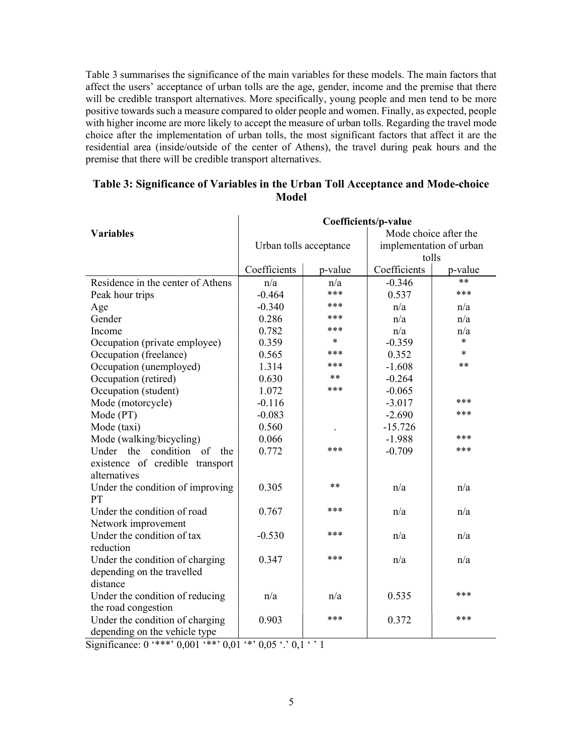Table 3 summarises the significance of the main variables for these models. The main factors that affect the users' acceptance of urban tolls are the age, gender, income and the premise that there will be credible transport alternatives. More specifically, young people and men tend to be more positive towards such a measure compared to older people and women. Finally, as expected, people with higher income are more likely to accept the measure of urban tolls. Regarding the travel mode choice after the implementation of urban tolls, the most significant factors that affect it are the residential area (inside/outside of the center of Athens), the travel during peak hours and the premise that there will be credible transport alternatives.

**Table 3: Significance of Variables in the Urban Toll Acceptance and Mode-choice Model**

| Variables | Coefficients/p-value | | | |
|---|---|---|---|---|
| | Urban tolls acceptance | | Mode choice after the implementation of urban tolls | |
| | Coefficients | p-value | Coefficients | p-value |
| Residence in the center of Athens | n/a | n/a | -0.346 | ** |
| Peak hour trips | -0.464 | *** | 0.537 | *** |
| Age | -0.340 | *** | n/a | n/a |
| Gender | 0.286 | *** | n/a | n/a |
| Income | 0.782 | *** | n/a | n/a |
| Occupation (private employee) | 0.359 | * | -0.359 | * |
| Occupation (freelance) | 0.565 | *** | 0.352 | * |
| Occupation (unemployed) | 1.314 | *** | -1.608 | ** |
| Occupation (retired) | 0.630 | ** | -0.264 | |
| Occupation (student) | 1.072 | *** | -0.065 | |
| Mode (motorcycle) | -0.116 | | -3.017 | *** |
| Mode (PT) | -0.083 | | -2.690 | *** |
| Mode (taxi) | 0.560 | . | -15.726 | |
| Mode (walking/bicycling) | 0.066 | | -1.988 | *** |
| Under the condition of the existence of credible transport alternatives | 0.772 | *** | -0.709 | *** |
| Under the condition of improving PT | 0.305 | ** | n/a | n/a |
| Under the condition of road Network improvement | 0.767 | *** | n/a | n/a |
| Under the condition of tax reduction | -0.530 | *** | n/a | n/a |
| Under the condition of charging depending on the travelled distance | 0.347 | *** | n/a | n/a |
| Under the condition of reducing the road congestion | n/a | n/a | 0.535 | *** |
| Under the condition of charging depending on the vehicle type | 0.903 | *** | 0.372 | *** |

Significance: 0 '***' 0,001 '**' 0,01 '*' 0,05 '.' 0,1 ' ' 1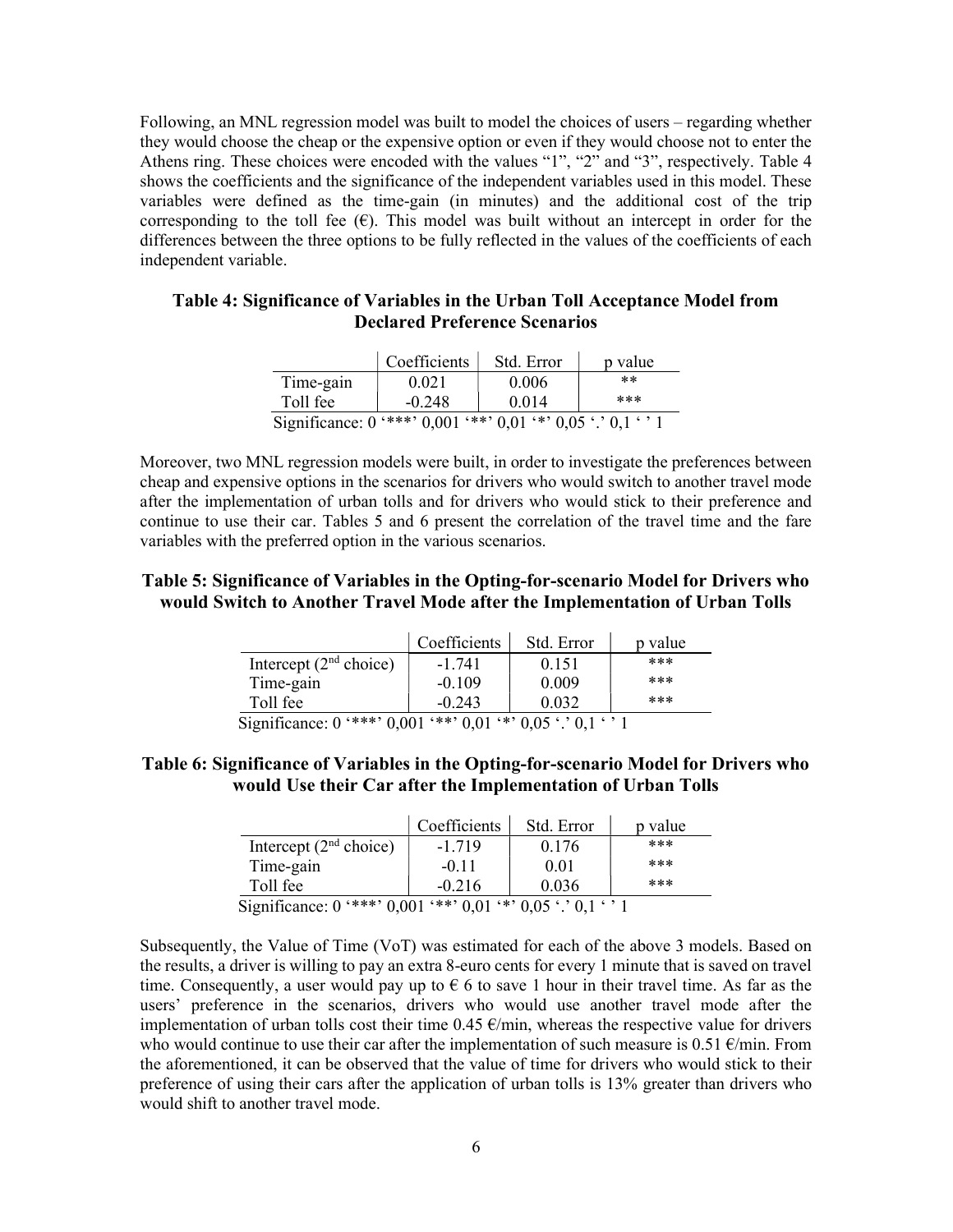Following, an MNL regression model was built to model the choices of users – regarding whether they would choose the cheap or the expensive option or even if they would choose not to enter the Athens ring. These choices were encoded with the values "1", "2" and "3", respectively. Table 4 shows the coefficients and the significance of the independent variables used in this model. These variables were defined as the time-gain (in minutes) and the additional cost of the trip corresponding to the toll fee (€). This model was built without an intercept in order for the differences between the three options to be fully reflected in the values of the coefficients of each independent variable.

**Table 4: Significance of Variables in the Urban Toll Acceptance Model from Declared Preference Scenarios**

| | Coefficients | Std. Error | p value |
|---|---|---|---|
| Time-gain | 0.021 | 0.006 | ** |
| Toll fee | -0.248 | 0.014 | *** |

Significance: 0 '***' 0,001 '**' 0,01 '*' 0,05 '.' 0,1 ' ' 1

Moreover, two MNL regression models were built, in order to investigate the preferences between cheap and expensive options in the scenarios for drivers who would switch to another travel mode after the implementation of urban tolls and for drivers who would stick to their preference and continue to use their car. Tables 5 and 6 present the correlation of the travel time and the fare variables with the preferred option in the various scenarios.

**Table 5: Significance of Variables in the Opting-for-scenario Model for Drivers who would Switch to Another Travel Mode after the Implementation of Urban Tolls**

| | Coefficients | Std. Error | p value |
|---|---|---|---|
| Intercept (2nd choice) | -1.741 | 0.151 | *** |
| Time-gain | -0.109 | 0.009 | *** |
| Toll fee | -0.243 | 0.032 | *** |

Significance: 0 '***' 0,001 '**' 0,01 '*' 0,05 '.' 0,1 ' ' 1

**Table 6: Significance of Variables in the Opting-for-scenario Model for Drivers who would Use their Car after the Implementation of Urban Tolls**

| | Coefficients | Std. Error | p value |
|---|---|---|---|
| Intercept (2nd choice) | -1.719 | 0.176 | *** |
| Time-gain | -0.11 | 0.01 | *** |
| Toll fee | -0.216 | 0.036 | *** |

Significance: 0 '***' 0,001 '**' 0,01 '*' 0,05 '.' 0,1 ' ' 1

Subsequently, the Value of Time (VoT) was estimated for each of the above 3 models. Based on the results, a driver is willing to pay an extra 8-euro cents for every 1 minute that is saved on travel time. Consequently, a user would pay up to € 6 to save 1 hour in their travel time. As far as the users' preference in the scenarios, drivers who would use another travel mode after the implementation of urban tolls cost their time 0.45 €/min, whereas the respective value for drivers who would continue to use their car after the implementation of such measure is 0.51 €/min. From the aforementioned, it can be observed that the value of time for drivers who would stick to their preference of using their cars after the application of urban tolls is 13% greater than drivers who would shift to another travel mode.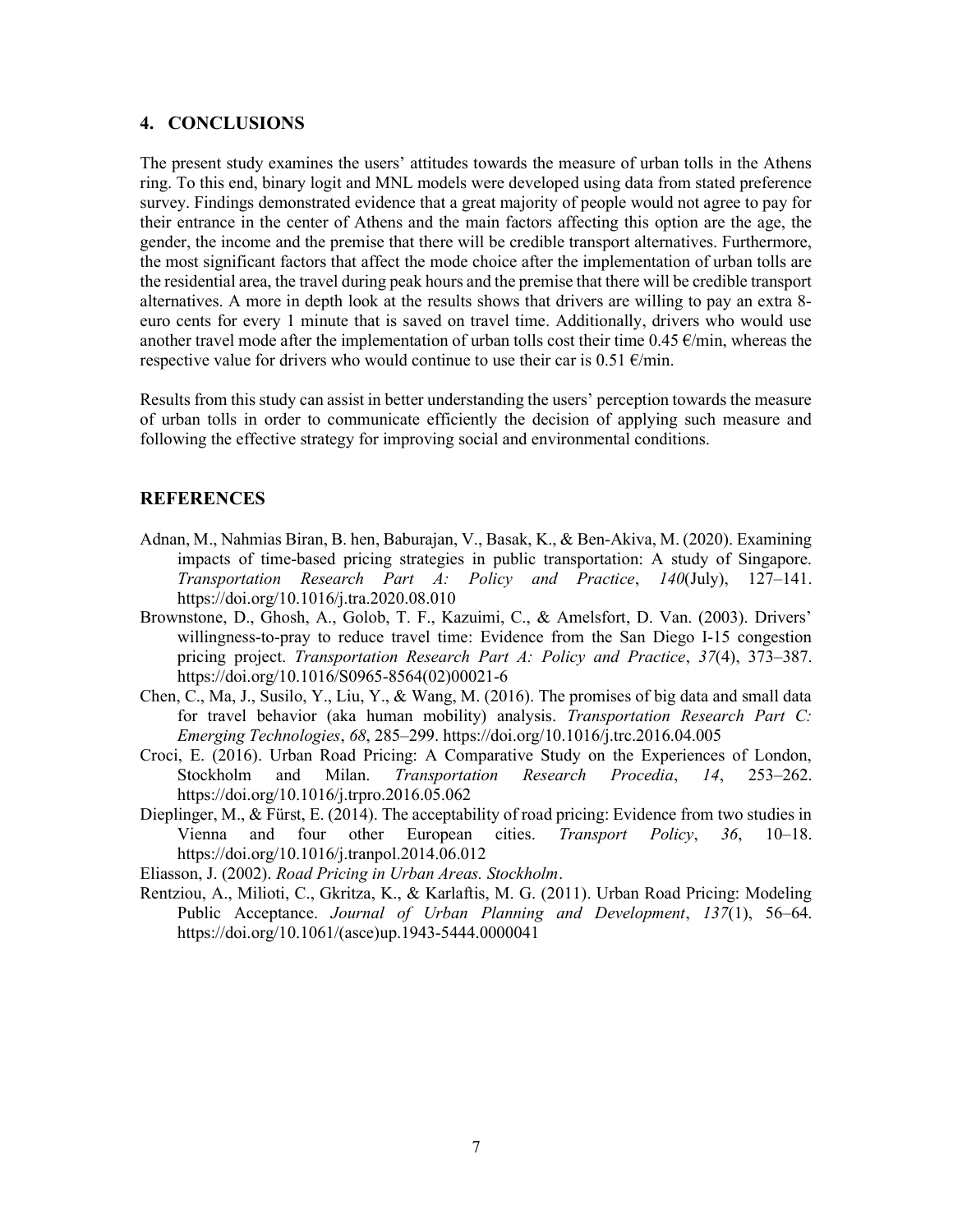## 4. CONCLUSIONS

The present study examines the users' attitudes towards the measure of urban tolls in the Athens ring. To this end, binary logit and MNL models were developed using data from stated preference survey. Findings demonstrated evidence that a great majority of people would not agree to pay for their entrance in the center of Athens and the main factors affecting this option are the age, the gender, the income and the premise that there will be credible transport alternatives. Furthermore, the most significant factors that affect the mode choice after the implementation of urban tolls are the residential area, the travel during peak hours and the premise that there will be credible transport alternatives. A more in depth look at the results shows that drivers are willing to pay an extra 8-euro cents for every 1 minute that is saved on travel time. Additionally, drivers who would use another travel mode after the implementation of urban tolls cost their time 0.45 €/min, whereas the respective value for drivers who would continue to use their car is 0.51 €/min.

Results from this study can assist in better understanding the users' perception towards the measure of urban tolls in order to communicate efficiently the decision of applying such measure and following the effective strategy for improving social and environmental conditions.

## REFERENCES

- Adnan, M., Nahmias Biran, B. hen, Baburajan, V., Basak, K., & Ben-Akiva, M. (2020). Examining impacts of time-based pricing strategies in public transportation: A study of Singapore. *Transportation Research Part A: Policy and Practice*, *140*(July), 127–141. https://doi.org/10.1016/j.tra.2020.08.010
- Brownstone, D., Ghosh, A., Golob, T. F., Kazuimi, C., & Amelsfort, D. Van. (2003). Drivers' willingness-to-pray to reduce travel time: Evidence from the San Diego I-15 congestion pricing project. *Transportation Research Part A: Policy and Practice*, *37*(4), 373–387. https://doi.org/10.1016/S0965-8564(02)00021-6
- Chen, C., Ma, J., Susilo, Y., Liu, Y., & Wang, M. (2016). The promises of big data and small data for travel behavior (aka human mobility) analysis. *Transportation Research Part C: Emerging Technologies*, *68*, 285–299. https://doi.org/10.1016/j.trc.2016.04.005
- Croci, E. (2016). Urban Road Pricing: A Comparative Study on the Experiences of London, Stockholm and Milan. *Transportation Research Procedia*, *14*, 253–262. https://doi.org/10.1016/j.trpro.2016.05.062
- Dieplinger, M., & Fürst, E. (2014). The acceptability of road pricing: Evidence from two studies in Vienna and four other European cities. *Transport Policy*, *36*, 10–18. https://doi.org/10.1016/j.tranpol.2014.06.012
- Eliasson, J. (2002). *Road Pricing in Urban Areas. Stockholm*.
- Rentziou, A., Milioti, C., Gkritza, K., & Karlaftis, M. G. (2011). Urban Road Pricing: Modeling Public Acceptance. *Journal of Urban Planning and Development*, *137*(1), 56–64. https://doi.org/10.1061/(asce)up.1943-5444.0000041